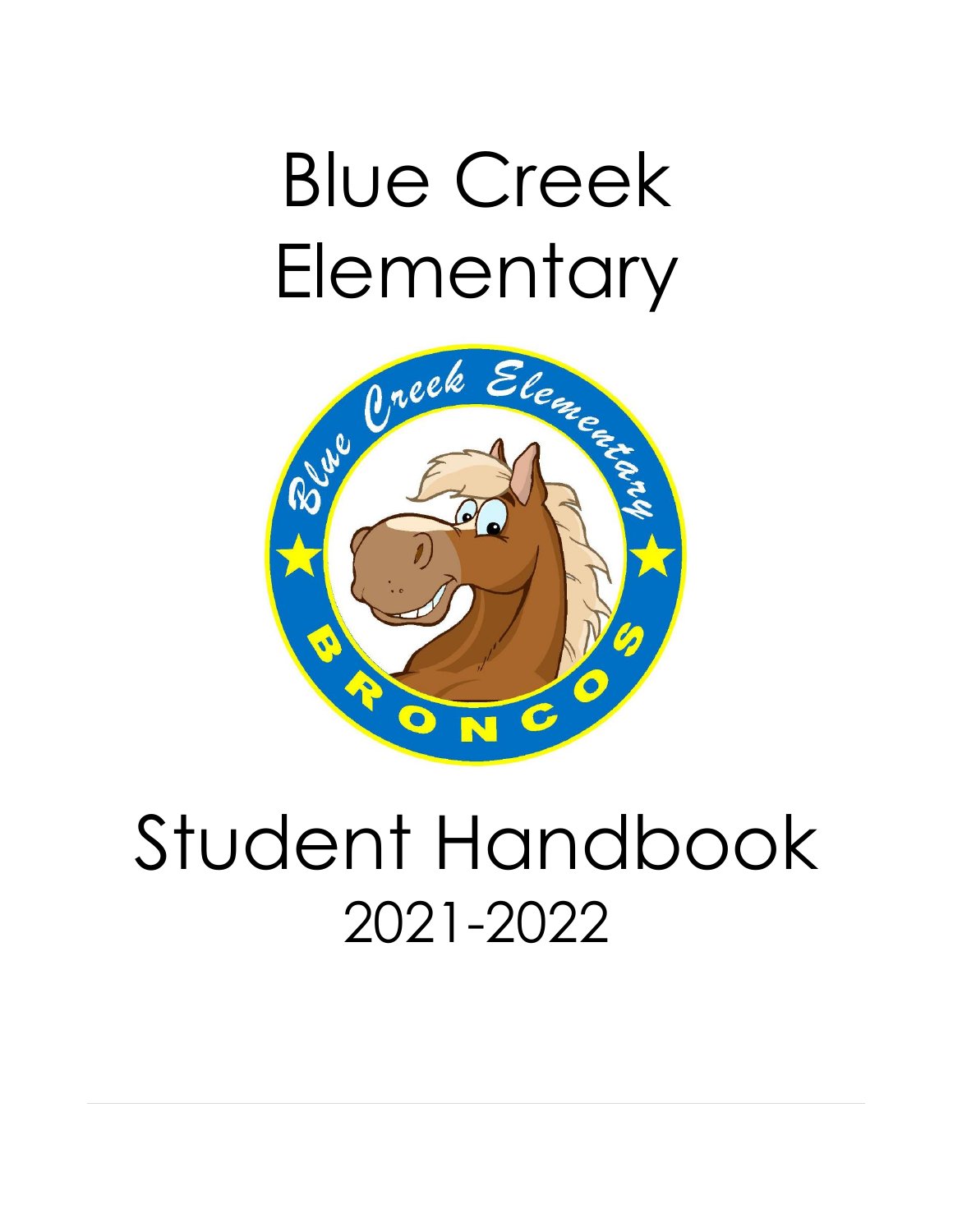# Blue Creek Elementary

# Student Handbook

## 2021-2022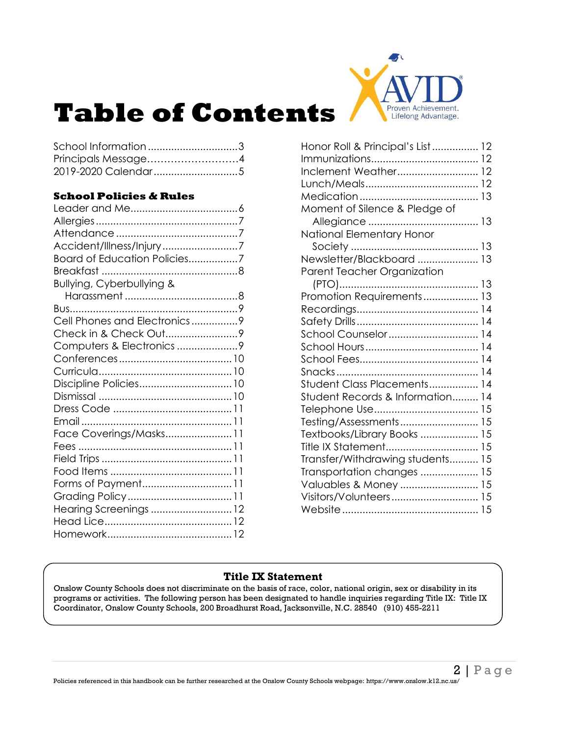# Table of Contents

School Information ...3
Principals Message ...4
2019-2020 Calendar ...5

**School Policies & Rules**

Leader and Me ...6
Allergies ...7
Attendance ...7
Accident/Illness/Injury ...7
Board of Education Policies ...7
Breakfast ...8
Bullying, Cyberbullying & Harassment ...8
Bus ...9
Cell Phones and Electronics ...9
Check in & Check Out ...9
Computers & Electronics ...9
Conferences ...10
Curricula ...10
Discipline Policies ...10
Dismissal ...10
Dress Code ...11
Email ...11
Face Coverings/Masks ...11
Fees ...11
Field Trips ...11
Food Items ...11
Forms of Payment ...11
Grading Policy ...11
Hearing Screenings ...12
Head Lice ...12
Homework ...12
Honor Roll & Principal's List ...12
Immunizations ...12
Inclement Weather ...12
Lunch/Meals ...12
Medication ...13
Moment of Silence & Pledge of Allegiance ...13
National Elementary Honor Society ...13
Newsletter/Blackboard ...13
Parent Teacher Organization (PTO) ...13
Promotion Requirements ...13
Recordings ...14
Safety Drills ...14
School Counselor ...14
School Hours ...14
School Fees ...14
Snacks ...14
Student Class Placements ...14
Student Records & Information ...14
Telephone Use ...15
Testing/Assessments ...15
Textbooks/Library Books ...15
Title IX Statement ...15
Transfer/Withdrawing students ...15
Transportation changes ...15
Valuables & Money ...15
Visitors/Volunteers ...15
Website ...15

**Title IX Statement**

Onslow County Schools does not discriminate on the basis of race, color, national origin, sex or disability in its programs or activities. The following person has been designated to handle inquiries regarding Title IX: Title IX Coordinator, Onslow County Schools, 200 Broadhurst Road, Jacksonville, N.C. 28540 (910) 455-2211

Policies referenced in this handbook can be further researched at the Onslow County Schools webpage: https://www.onslow.k12.nc.us/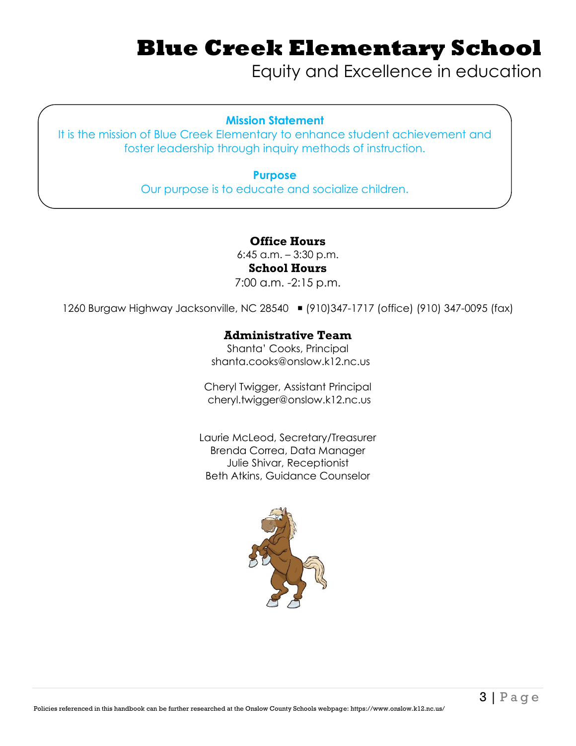# Blue Creek Elementary School

Equity and Excellence in education

**Mission Statement**

It is the mission of Blue Creek Elementary to enhance student achievement and foster leadership through inquiry methods of instruction.

**Purpose**

Our purpose is to educate and socialize children.

**Office Hours**

6:45 a.m. – 3:30 p.m.

**School Hours**

7:00 a.m. -2:15 p.m.

1260 Burgaw Highway Jacksonville, NC 28540 ▪ (910)347-1717 (office) (910) 347-0095 (fax)

**Administrative Team**

Shanta' Cooks, Principal
shanta.cooks@onslow.k12.nc.us

Cheryl Twigger, Assistant Principal
cheryl.twigger@onslow.k12.nc.us

Laurie McLeod, Secretary/Treasurer
Brenda Correa, Data Manager
Julie Shivar, Receptionist
Beth Atkins, Guidance Counselor

Policies referenced in this handbook can be further researched at the Onslow County Schools webpage: https://www.onslow.k12.nc.us/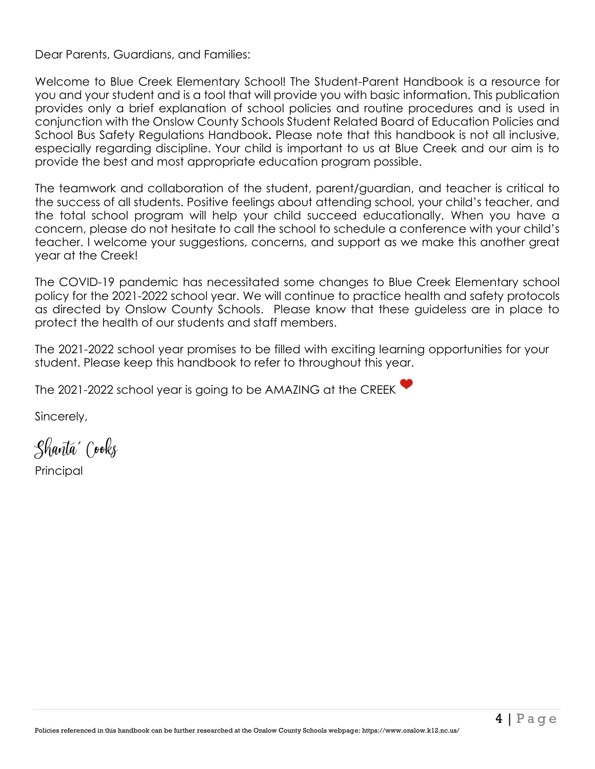Dear Parents, Guardians, and Families:

Welcome to Blue Creek Elementary School! The Student-Parent Handbook is a resource for you and your student and is a tool that will provide you with basic information. This publication provides only a brief explanation of school policies and routine procedures and is used in conjunction with the Onslow County Schools Student Related Board of Education Policies and School Bus Safety Regulations Handbook**.** Please note that this handbook is not all inclusive, especially regarding discipline. Your child is important to us at Blue Creek and our aim is to provide the best and most appropriate education program possible.

The teamwork and collaboration of the student, parent/guardian, and teacher is critical to the success of all students. Positive feelings about attending school, your child's teacher, and the total school program will help your child succeed educationally. When you have a concern, please do not hesitate to call the school to schedule a conference with your child's teacher. I welcome your suggestions, concerns, and support as we make this another great year at the Creek!

The COVID-19 pandemic has necessitated some changes to Blue Creek Elementary school policy for the 2021-2022 school year. We will continue to practice health and safety protocols as directed by Onslow County Schools. Please know that these guideless are in place to protect the health of our students and staff members.

The 2021-2022 school year promises to be filled with exciting learning opportunities for your student. Please keep this handbook to refer to throughout this year.

The 2021-2022 school year is going to be AMAZING at the CREEK ❤

Sincerely,

*Shanta´ Cooks*

Principal

Policies referenced in this handbook can be further researched at the Onslow County Schools webpage: https://www.onslow.k12.nc.us/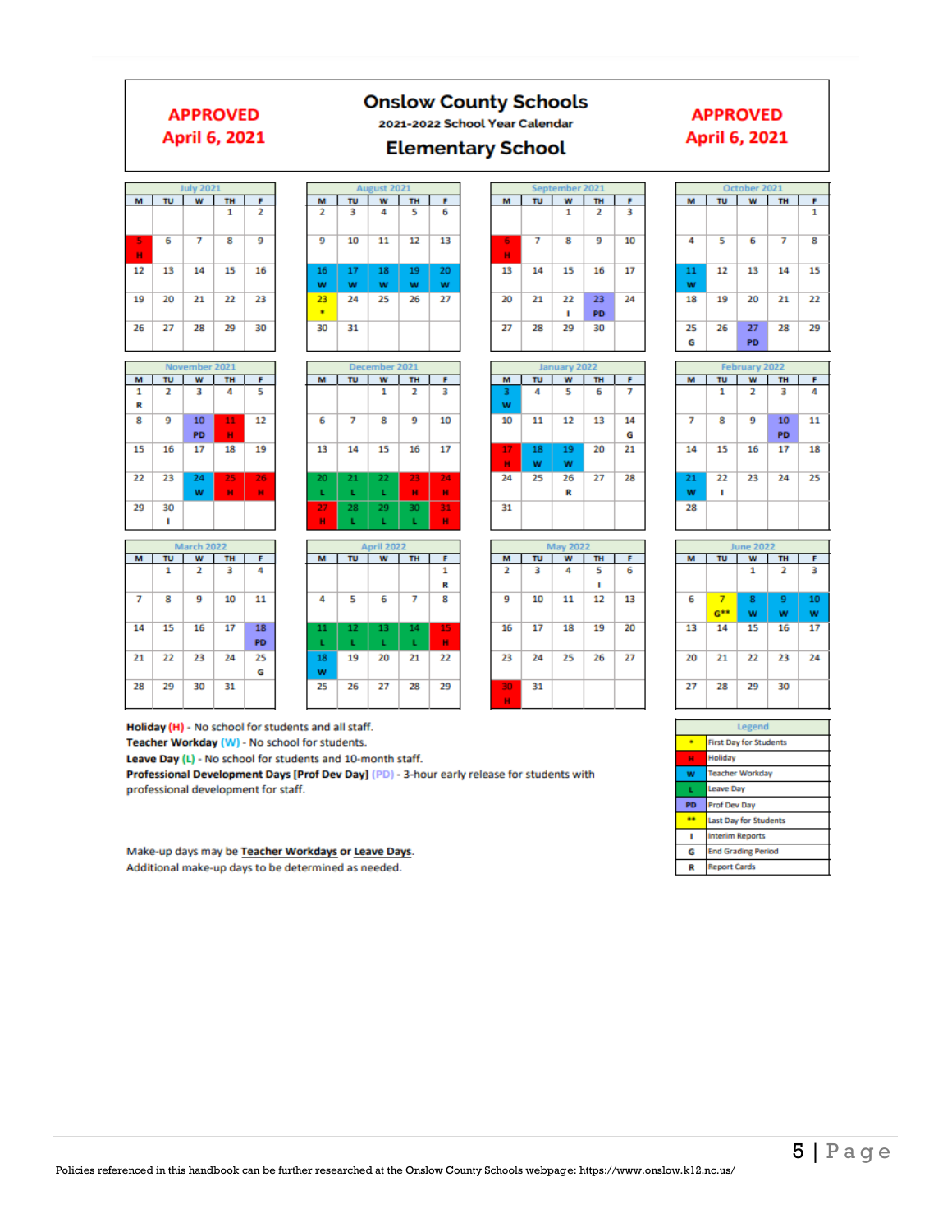APPROVED April 6, 2021

# Onslow County Schools

## 2021-2022 School Year Calendar

## Elementary School

APPROVED April 6, 2021

**July 2021**

| M | TU | W | TH | F |
|---|---|---|---|---|
| | | | 1 | 2 |
| 5 H | 6 | 7 | 8 | 9 |
| 12 | 13 | 14 | 15 | 16 |
| 19 | 20 | 21 | 22 | 23 |
| 26 | 27 | 28 | 29 | 30 |

**August 2021**

| M | TU | W | TH | F |
|---|---|---|---|---|
| 2 | 3 | 4 | 5 | 6 |
| 9 | 10 | 11 | 12 | 13 |
| 16 W | 17 W | 18 W | 19 W | 20 W |
| 23 * | 24 | 25 | 26 | 27 |
| 30 | 31 | | | |

**September 2021**

| M | TU | W | TH | F |
|---|---|---|---|---|
| | | 1 | 2 | 3 |
| 6 H | 7 | 8 | 9 | 10 |
| 13 | 14 | 15 | 16 | 17 |
| 20 | 21 | 22 I | 23 PD | 24 |
| 27 | 28 | 29 | 30 | |

**October 2021**

| M | TU | W | TH | F |
|---|---|---|---|---|
| | | | | 1 |
| 4 | 5 | 6 | 7 | 8 |
| 11 W | 12 | 13 | 14 | 15 |
| 18 | 19 | 20 | 21 | 22 |
| 25 G | 26 | 27 PD | 28 | 29 |

**November 2021**

| M | TU | W | TH | F |
|---|---|---|---|---|
| 1 R | 2 | 3 | 4 | 5 |
| 8 | 9 | 10 PD | 11 H | 12 |
| 15 | 16 | 17 | 18 | 19 |
| 22 | 23 | 24 W | 25 H | 26 H |
| 29 | 30 I | | | |

**December 2021**

| M | TU | W | TH | F |
|---|---|---|---|---|
| | | 1 | 2 | 3 |
| 6 | 7 | 8 | 9 | 10 |
| 13 | 14 | 15 | 16 | 17 |
| 20 L | 21 L | 22 L | 23 H | 24 H |
| 27 H | 28 L | 29 L | 30 L | 31 H |

**January 2022**

| M | TU | W | TH | F |
|---|---|---|---|---|
| 3 W | 4 | 5 | 6 | 7 |
| 10 | 11 | 12 | 13 | 14 G |
| 17 H | 18 W | 19 W | 20 | 21 |
| 24 | 25 | 26 R | 27 | 28 |
| 31 | | | | |

**February 2022**

| M | TU | W | TH | F |
|---|---|---|---|---|
| | 1 | 2 | 3 | 4 |
| 7 | 8 | 9 | 10 PD | 11 |
| 14 | 15 | 16 | 17 | 18 |
| 21 W | 22 I | 23 | 24 | 25 |
| 28 | | | | |

**March 2022**

| M | TU | W | TH | F |
|---|---|---|---|---|
| | 1 | 2 | 3 | 4 |
| 7 | 8 | 9 | 10 | 11 |
| 14 | 15 | 16 | 17 | 18 PD |
| 21 | 22 | 23 | 24 | 25 G |
| 28 | 29 | 30 | 31 | |

**April 2022**

| M | TU | W | TH | F |
|---|---|---|---|---|
| | | | | 1 R |
| 4 | 5 | 6 | 7 | 8 |
| 11 L | 12 L | 13 L | 14 L | 15 H |
| 18 W | 19 | 20 | 21 | 22 |
| 25 | 26 | 27 | 28 | 29 |

**May 2022**

| M | TU | W | TH | F |
|---|---|---|---|---|
| 2 | 3 | 4 | 5 I | 6 |
| 9 | 10 | 11 | 12 | 13 |
| 16 | 17 | 18 | 19 | 20 |
| 23 | 24 | 25 | 26 | 27 |
| 30 H | 31 | | | |

**June 2022**

| M | TU | W | TH | F |
|---|---|---|---|---|
| | | 1 | 2 | 3 |
| 6 | 7 G** | 8 W | 9 W | 10 W |
| 13 | 14 | 15 | 16 | 17 |
| 20 | 21 | 22 | 23 | 24 |
| 27 | 28 | 29 | 30 | |

**Holiday (H)** - No school for students and all staff.
**Teacher Workday (W)** - No school for students.
**Leave Day (L)** - No school for students and 10-month staff.
**Professional Development Days [Prof Dev Day] (PD)** - 3-hour early release for students with professional development for staff.

Make-up days may be **Teacher Workdays** or **Leave Days**.
Additional make-up days to be determined as needed.

| Legend | |
|---|---|
| * | First Day for Students |
| H | Holiday |
| W | Teacher Workday |
| L | Leave Day |
| PD | Prof Dev Day |
| ** | Last Day for Students |
| I | Interim Reports |
| G | End Grading Period |
| R | Report Cards |

Policies referenced in this handbook can be further researched at the Onslow County Schools webpage: https://www.onslow.k12.nc.us/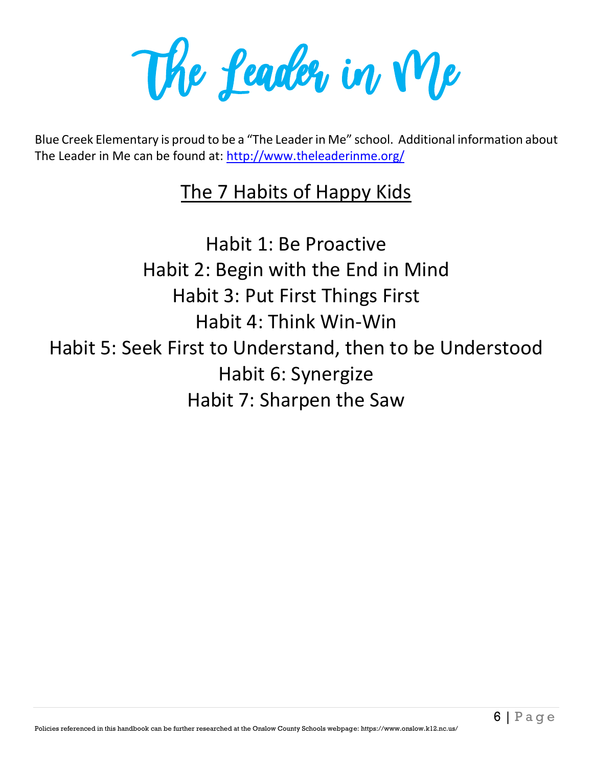# The Leader in Me

Blue Creek Elementary is proud to be a "The Leader in Me" school. Additional information about The Leader in Me can be found at: http://www.theleaderinme.org/

## The 7 Habits of Happy Kids

Habit 1: Be Proactive
Habit 2: Begin with the End in Mind
Habit 3: Put First Things First
Habit 4: Think Win-Win
Habit 5: Seek First to Understand, then to be Understood
Habit 6: Synergize
Habit 7: Sharpen the Saw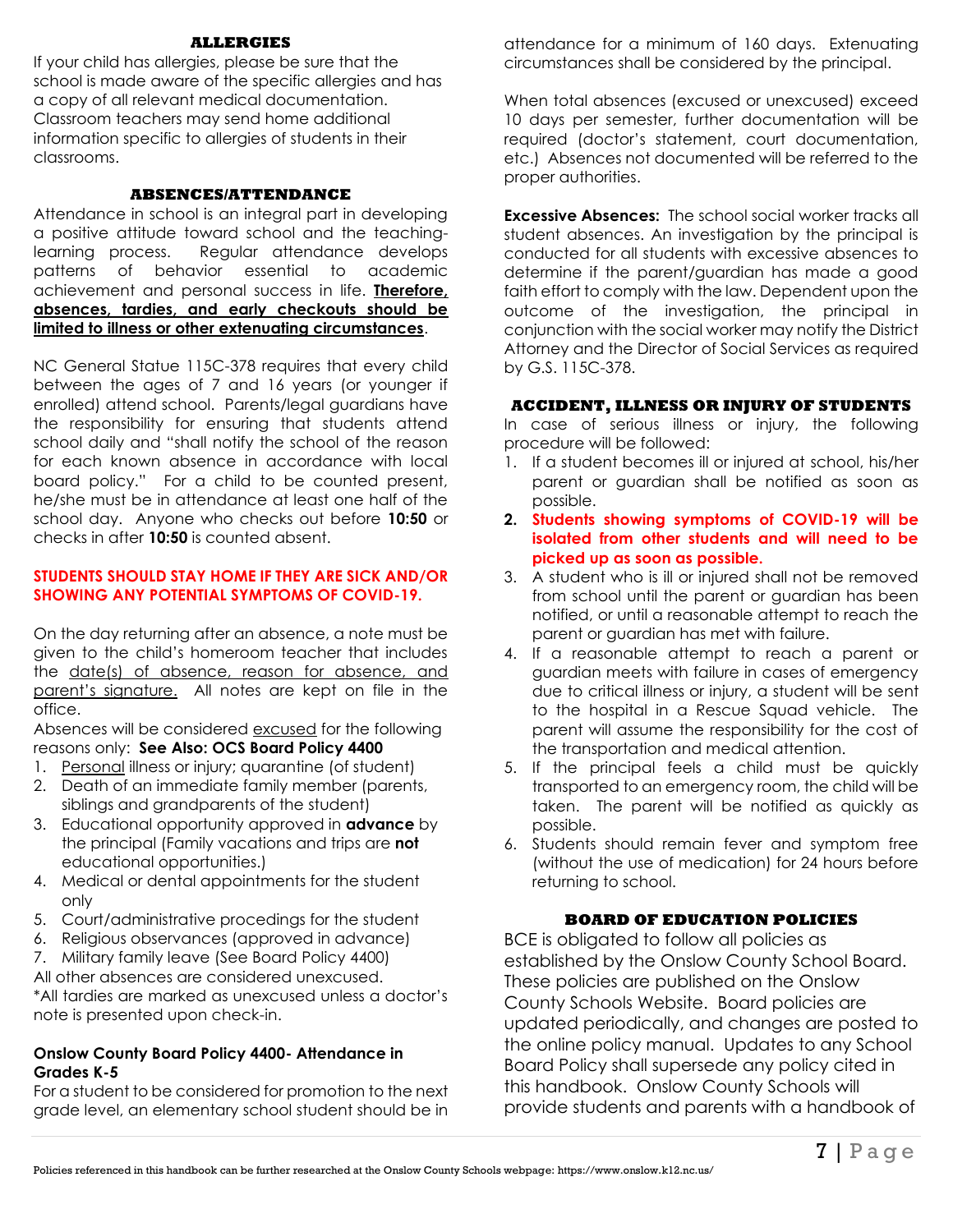## ALLERGIES

If your child has allergies, please be sure that the school is made aware of the specific allergies and has a copy of all relevant medical documentation. Classroom teachers may send home additional information specific to allergies of students in their classrooms.

## ABSENCES/ATTENDANCE

Attendance in school is an integral part in developing a positive attitude toward school and the teaching-learning process. Regular attendance develops patterns of behavior essential to academic achievement and personal success in life. **Therefore, absences, tardies, and early checkouts should be limited to illness or other extenuating circumstances**.

NC General Statue 115C-378 requires that every child between the ages of 7 and 16 years (or younger if enrolled) attend school. Parents/legal guardians have the responsibility for ensuring that students attend school daily and "shall notify the school of the reason for each known absence in accordance with local board policy." For a child to be counted present, he/she must be in attendance at least one half of the school day. Anyone who checks out before **10:50** or checks in after **10:50** is counted absent.

**STUDENTS SHOULD STAY HOME IF THEY ARE SICK AND/OR SHOWING ANY POTENTIAL SYMPTOMS OF COVID-19.**

On the day returning after an absence, a note must be given to the child's homeroom teacher that includes the date(s) of absence, reason for absence, and parent's signature. All notes are kept on file in the office.

Absences will be considered excused for the following reasons only: **See Also: OCS Board Policy 4400**

1. Personal illness or injury; quarantine (of student)
2. Death of an immediate family member (parents, siblings and grandparents of the student)
3. Educational opportunity approved in **advance** by the principal (Family vacations and trips are **not** educational opportunities.)
4. Medical or dental appointments for the student only
5. Court/administrative procedings for the student
6. Religious observances (approved in advance)
7. Military family leave (See Board Policy 4400)

All other absences are considered unexcused.

*All tardies are marked as unexcused unless a doctor's note is presented upon check-in.

**Onslow County Board Policy 4400- Attendance in Grades K-5**

For a student to be considered for promotion to the next grade level, an elementary school student should be in attendance for a minimum of 160 days. Extenuating circumstances shall be considered by the principal.

When total absences (excused or unexcused) exceed 10 days per semester, further documentation will be required (doctor's statement, court documentation, etc.) Absences not documented will be referred to the proper authorities.

**Excessive Absences:** The school social worker tracks all student absences. An investigation by the principal is conducted for all students with excessive absences to determine if the parent/guardian has made a good faith effort to comply with the law. Dependent upon the outcome of the investigation, the principal in conjunction with the social worker may notify the District Attorney and the Director of Social Services as required by G.S. 115C-378.

## ACCIDENT, ILLNESS OR INJURY OF STUDENTS

In case of serious illness or injury, the following procedure will be followed:

1. If a student becomes ill or injured at school, his/her parent or guardian shall be notified as soon as possible.
2. **Students showing symptoms of COVID-19 will be isolated from other students and will need to be picked up as soon as possible.**
3. A student who is ill or injured shall not be removed from school until the parent or guardian has been notified, or until a reasonable attempt to reach the parent or guardian has met with failure.
4. If a reasonable attempt to reach a parent or guardian meets with failure in cases of emergency due to critical illness or injury, a student will be sent to the hospital in a Rescue Squad vehicle. The parent will assume the responsibility for the cost of the transportation and medical attention.
5. If the principal feels a child must be quickly transported to an emergency room, the child will be taken. The parent will be notified as quickly as possible.
6. Students should remain fever and symptom free (without the use of medication) for 24 hours before returning to school.

## BOARD OF EDUCATION POLICIES

BCE is obligated to follow all policies as established by the Onslow County School Board. These policies are published on the Onslow County Schools Website. Board policies are updated periodically, and changes are posted to the online policy manual. Updates to any School Board Policy shall supersede any policy cited in this handbook. Onslow County Schools will provide students and parents with a handbook of

Policies referenced in this handbook can be further researched at the Onslow County Schools webpage: https://www.onslow.k12.nc.us/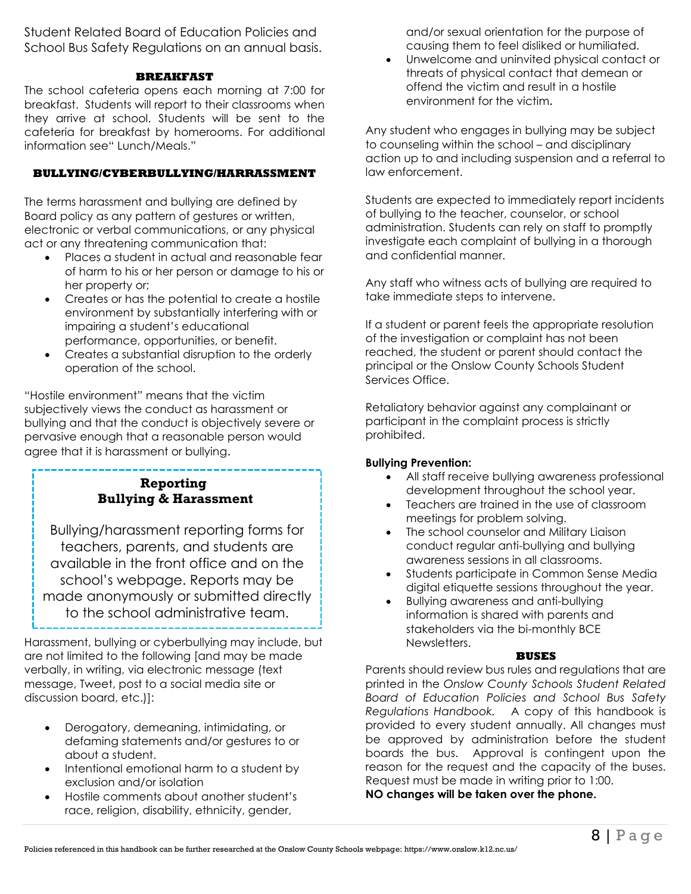Student Related Board of Education Policies and School Bus Safety Regulations on an annual basis.

### BREAKFAST

The school cafeteria opens each morning at 7:00 for breakfast. Students will report to their classrooms when they arrive at school. Students will be sent to the cafeteria for breakfast by homerooms. For additional information see" Lunch/Meals."

### BULLYING/CYBERBULLYING/HARRASSMENT

The terms harassment and bullying are defined by Board policy as any pattern of gestures or written, electronic or verbal communications, or any physical act or any threatening communication that:

- Places a student in actual and reasonable fear of harm to his or her person or damage to his or her property or;
- Creates or has the potential to create a hostile environment by substantially interfering with or impairing a student's educational performance, opportunities, or benefit.
- Creates a substantial disruption to the orderly operation of the school.

"Hostile environment" means that the victim subjectively views the conduct as harassment or bullying and that the conduct is objectively severe or pervasive enough that a reasonable person would agree that it is harassment or bullying.

> **Reporting**
> **Bullying & Harassment**
>
> Bullying/harassment reporting forms for teachers, parents, and students are available in the front office and on the school's webpage. Reports may be made anonymously or submitted directly to the school administrative team.

Harassment, bullying or cyberbullying may include, but are not limited to the following [and may be made verbally, in writing, via electronic message (text message, Tweet, post to a social media site or discussion board, etc.)]:

- Derogatory, demeaning, intimidating, or defaming statements and/or gestures to or about a student.
- Intentional emotional harm to a student by exclusion and/or isolation
- Hostile comments about another student's race, religion, disability, ethnicity, gender, and/or sexual orientation for the purpose of causing them to feel disliked or humiliated.
- Unwelcome and uninvited physical contact or threats of physical contact that demean or offend the victim and result in a hostile environment for the victim.

Any student who engages in bullying may be subject to counseling within the school – and disciplinary action up to and including suspension and a referral to law enforcement.

Students are expected to immediately report incidents of bullying to the teacher, counselor, or school administration. Students can rely on staff to promptly investigate each complaint of bullying in a thorough and confidential manner.

Any staff who witness acts of bullying are required to take immediate steps to intervene.

If a student or parent feels the appropriate resolution of the investigation or complaint has not been reached, the student or parent should contact the principal or the Onslow County Schools Student Services Office.

Retaliatory behavior against any complainant or participant in the complaint process is strictly prohibited.

**Bullying Prevention:**

- All staff receive bullying awareness professional development throughout the school year.
- Teachers are trained in the use of classroom meetings for problem solving.
- The school counselor and Military Liaison conduct regular anti-bullying and bullying awareness sessions in all classrooms.
- Students participate in Common Sense Media digital etiquette sessions throughout the year.
- Bullying awareness and anti-bullying information is shared with parents and stakeholders via the bi-monthly BCE Newsletters.

### BUSES

Parents should review bus rules and regulations that are printed in the *Onslow County Schools Student Related Board of Education Policies and School Bus Safety Regulations Handbook.* A copy of this handbook is provided to every student annually. All changes must be approved by administration before the student boards the bus. Approval is contingent upon the reason for the request and the capacity of the buses. Request must be made in writing prior to 1:00.

**NO changes will be taken over the phone.**

Policies referenced in this handbook can be further researched at the Onslow County Schools webpage: https://www.onslow.k12.nc.us/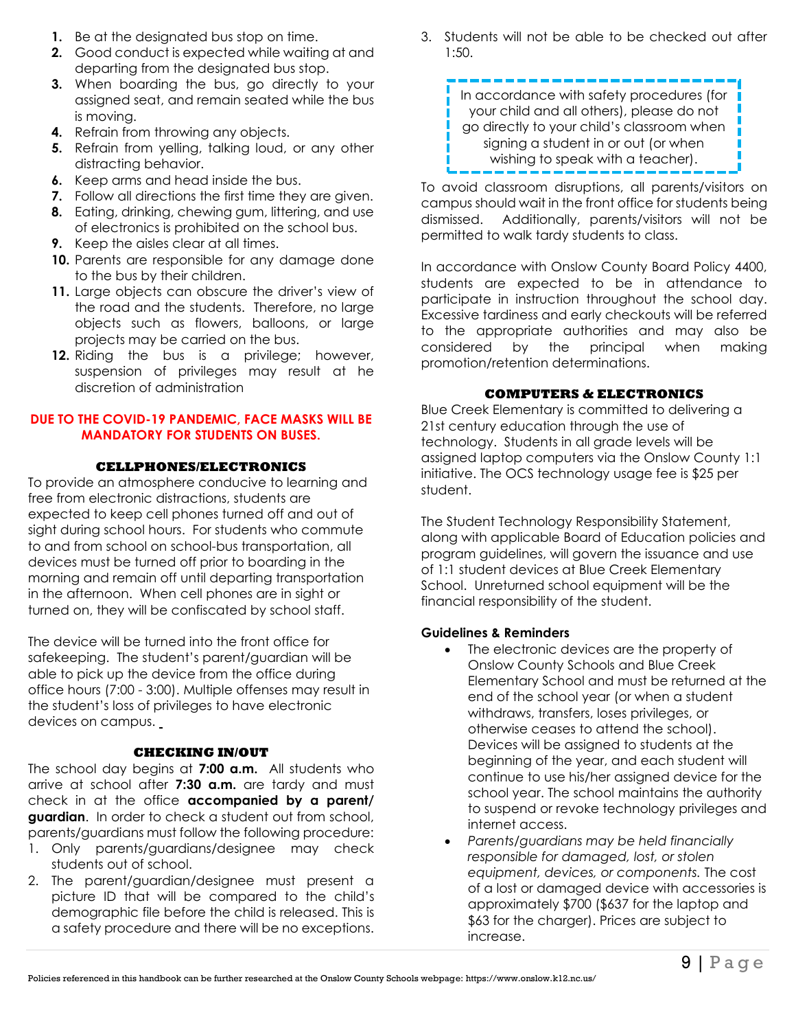1. Be at the designated bus stop on time.
2. Good conduct is expected while waiting at and departing from the designated bus stop.
3. When boarding the bus, go directly to your assigned seat, and remain seated while the bus is moving.
4. Refrain from throwing any objects.
5. Refrain from yelling, talking loud, or any other distracting behavior.
6. Keep arms and head inside the bus.
7. Follow all directions the first time they are given.
8. Eating, drinking, chewing gum, littering, and use of electronics is prohibited on the school bus.
9. Keep the aisles clear at all times.
10. Parents are responsible for any damage done to the bus by their children.
11. Large objects can obscure the driver's view of the road and the students. Therefore, no large objects such as flowers, balloons, or large projects may be carried on the bus.
12. Riding the bus is a privilege; however, suspension of privileges may result at he discretion of administration

**DUE TO THE COVID-19 PANDEMIC, FACE MASKS WILL BE MANDATORY FOR STUDENTS ON BUSES.**

### CELLPHONES/ELECTRONICS

To provide an atmosphere conducive to learning and free from electronic distractions, students are expected to keep cell phones turned off and out of sight during school hours. For students who commute to and from school on school-bus transportation, all devices must be turned off prior to boarding in the morning and remain off until departing transportation in the afternoon. When cell phones are in sight or turned on, they will be confiscated by school staff.

The device will be turned into the front office for safekeeping. The student's parent/guardian will be able to pick up the device from the office during office hours (7:00 - 3:00). Multiple offenses may result in the student's loss of privileges to have electronic devices on campus.

### CHECKING IN/OUT

The school day begins at **7:00 a.m.** All students who arrive at school after **7:30 a.m.** are tardy and must check in at the office **accompanied by a parent/ guardian**. In order to check a student out from school, parents/guardians must follow the following procedure:

1. Only parents/guardians/designee may check students out of school.
2. The parent/guardian/designee must present a picture ID that will be compared to the child's demographic file before the child is released. This is a safety procedure and there will be no exceptions.
3. Students will not be able to be checked out after 1:50.

> In accordance with safety procedures (for your child and all others), please do not go directly to your child's classroom when signing a student in or out (or when wishing to speak with a teacher).

To avoid classroom disruptions, all parents/visitors on campus should wait in the front office for students being dismissed. Additionally, parents/visitors will not be permitted to walk tardy students to class.

In accordance with Onslow County Board Policy 4400, students are expected to be in attendance to participate in instruction throughout the school day. Excessive tardiness and early checkouts will be referred to the appropriate authorities and may also be considered by the principal when making promotion/retention determinations.

### COMPUTERS & ELECTRONICS

Blue Creek Elementary is committed to delivering a 21st century education through the use of technology. Students in all grade levels will be assigned laptop computers via the Onslow County 1:1 initiative. The OCS technology usage fee is $25 per student.

The Student Technology Responsibility Statement, along with applicable Board of Education policies and program guidelines, will govern the issuance and use of 1:1 student devices at Blue Creek Elementary School. Unreturned school equipment will be the financial responsibility of the student.

**Guidelines & Reminders**

- The electronic devices are the property of Onslow County Schools and Blue Creek Elementary School and must be returned at the end of the school year (or when a student withdraws, transfers, loses privileges, or otherwise ceases to attend the school). Devices will be assigned to students at the beginning of the year, and each student will continue to use his/her assigned device for the school year. The school maintains the authority to suspend or revoke technology privileges and internet access.
- *Parents/guardians may be held financially responsible for damaged, lost, or stolen equipment, devices, or components.* The cost of a lost or damaged device with accessories is approximately $700 ($637 for the laptop and $63 for the charger). Prices are subject to increase.

Policies referenced in this handbook can be further researched at the Onslow County Schools webpage: https://www.onslow.k12.nc.us/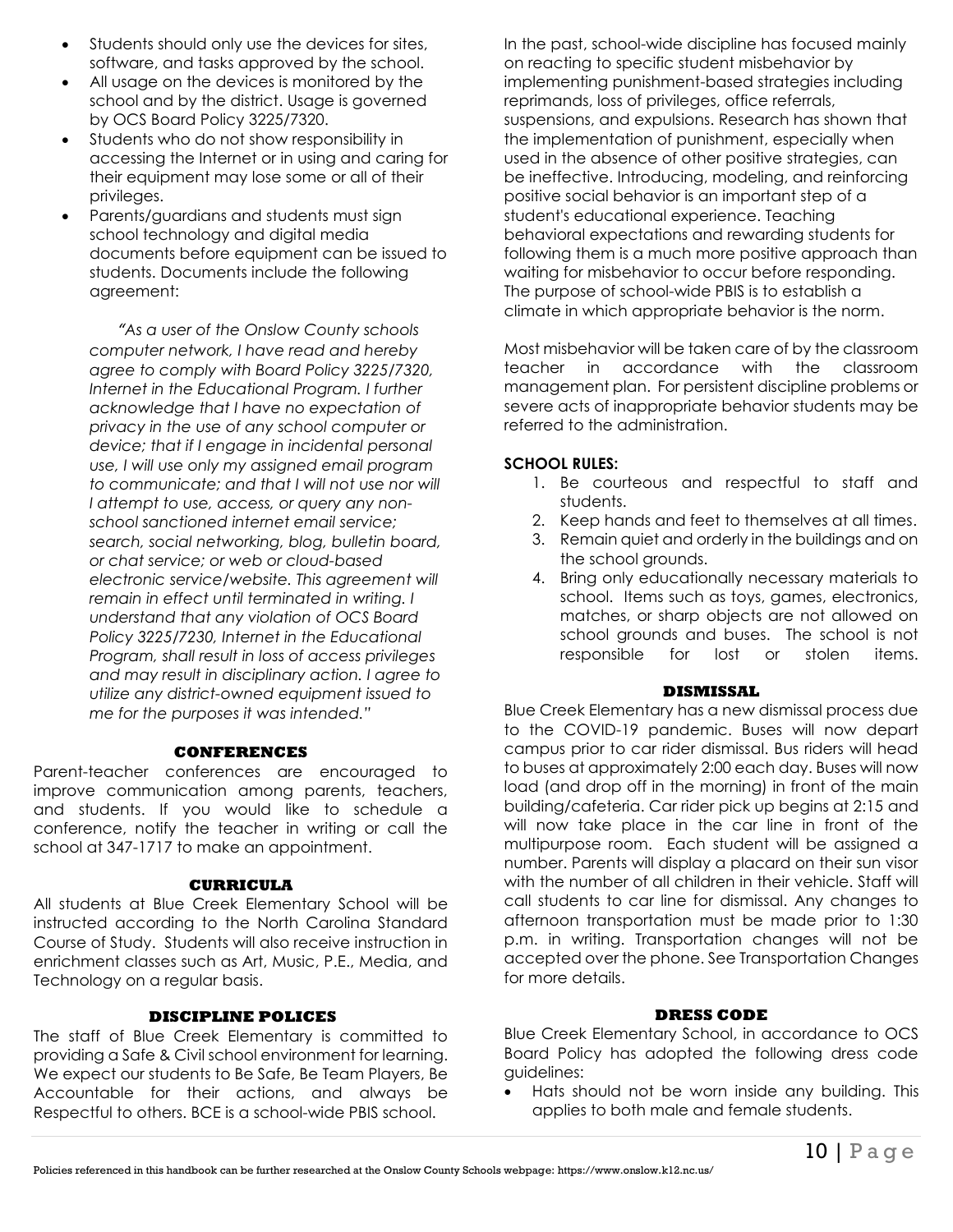- Students should only use the devices for sites, software, and tasks approved by the school.
- All usage on the devices is monitored by the school and by the district. Usage is governed by OCS Board Policy 3225/7320.
- Students who do not show responsibility in accessing the Internet or in using and caring for their equipment may lose some or all of their privileges.
- Parents/guardians and students must sign school technology and digital media documents before equipment can be issued to students. Documents include the following agreement:

> *"As a user of the Onslow County schools computer network, I have read and hereby agree to comply with Board Policy 3225/7320, Internet in the Educational Program. I further acknowledge that I have no expectation of privacy in the use of any school computer or device; that if I engage in incidental personal use, I will use only my assigned email program to communicate; and that I will not use nor will I attempt to use, access, or query any non-school sanctioned internet email service; search, social networking, blog, bulletin board, or chat service; or web or cloud-based electronic service/website. This agreement will remain in effect until terminated in writing. I understand that any violation of OCS Board Policy 3225/7230, Internet in the Educational Program, shall result in loss of access privileges and may result in disciplinary action. I agree to utilize any district-owned equipment issued to me for the purposes it was intended."*

## CONFERENCES

Parent-teacher conferences are encouraged to improve communication among parents, teachers, and students. If you would like to schedule a conference, notify the teacher in writing or call the school at 347-1717 to make an appointment.

## CURRICULA

All students at Blue Creek Elementary School will be instructed according to the North Carolina Standard Course of Study. Students will also receive instruction in enrichment classes such as Art, Music, P.E., Media, and Technology on a regular basis.

## DISCIPLINE POLICES

The staff of Blue Creek Elementary is committed to providing a Safe & Civil school environment for learning. We expect our students to Be Safe, Be Team Players, Be Accountable for their actions, and always be Respectful to others. BCE is a school-wide PBIS school.

In the past, school-wide discipline has focused mainly on reacting to specific student misbehavior by implementing punishment-based strategies including reprimands, loss of privileges, office referrals, suspensions, and expulsions. Research has shown that the implementation of punishment, especially when used in the absence of other positive strategies, can be ineffective. Introducing, modeling, and reinforcing positive social behavior is an important step of a student's educational experience. Teaching behavioral expectations and rewarding students for following them is a much more positive approach than waiting for misbehavior to occur before responding. The purpose of school-wide PBIS is to establish a climate in which appropriate behavior is the norm.

Most misbehavior will be taken care of by the classroom teacher in accordance with the classroom management plan. For persistent discipline problems or severe acts of inappropriate behavior students may be referred to the administration.

**SCHOOL RULES:**

1. Be courteous and respectful to staff and students.
2. Keep hands and feet to themselves at all times.
3. Remain quiet and orderly in the buildings and on the school grounds.
4. Bring only educationally necessary materials to school. Items such as toys, games, electronics, matches, or sharp objects are not allowed on school grounds and buses. The school is not responsible for lost or stolen items.

## DISMISSAL

Blue Creek Elementary has a new dismissal process due to the COVID-19 pandemic. Buses will now depart campus prior to car rider dismissal. Bus riders will head to buses at approximately 2:00 each day. Buses will now load (and drop off in the morning) in front of the main building/cafeteria. Car rider pick up begins at 2:15 and will now take place in the car line in front of the multipurpose room. Each student will be assigned a number. Parents will display a placard on their sun visor with the number of all children in their vehicle. Staff will call students to car line for dismissal. Any changes to afternoon transportation must be made prior to 1:30 p.m. in writing. Transportation changes will not be accepted over the phone. See Transportation Changes for more details.

## DRESS CODE

Blue Creek Elementary School, in accordance to OCS Board Policy has adopted the following dress code guidelines:

- Hats should not be worn inside any building. This applies to both male and female students.

Policies referenced in this handbook can be further researched at the Onslow County Schools webpage: https://www.onslow.k12.nc.us/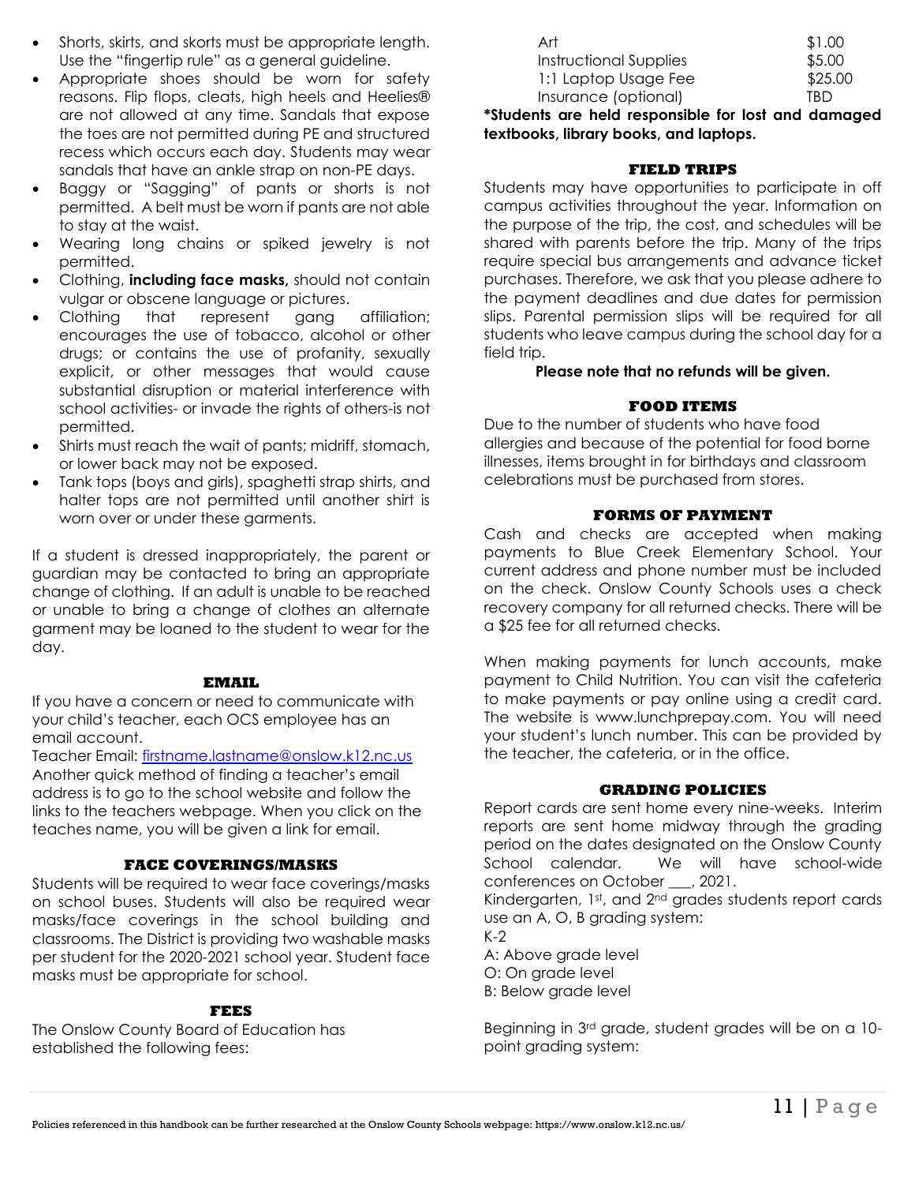- Shorts, skirts, and skorts must be appropriate length. Use the "fingertip rule" as a general guideline.
- Appropriate shoes should be worn for safety reasons. Flip flops, cleats, high heels and Heelies® are not allowed at any time. Sandals that expose the toes are not permitted during PE and structured recess which occurs each day. Students may wear sandals that have an ankle strap on non-PE days.
- Baggy or "Sagging" of pants or shorts is not permitted. A belt must be worn if pants are not able to stay at the waist.
- Wearing long chains or spiked jewelry is not permitted.
- Clothing, **including face masks,** should not contain vulgar or obscene language or pictures.
- Clothing that represent gang affiliation; encourages the use of tobacco, alcohol or other drugs; or contains the use of profanity, sexually explicit, or other messages that would cause substantial disruption or material interference with school activities- or invade the rights of others-is not permitted.
- Shirts must reach the wait of pants; midriff, stomach, or lower back may not be exposed.
- Tank tops (boys and girls), spaghetti strap shirts, and halter tops are not permitted until another shirt is worn over or under these garments.

If a student is dressed inappropriately, the parent or guardian may be contacted to bring an appropriate change of clothing. If an adult is unable to be reached or unable to bring a change of clothes an alternate garment may be loaned to the student to wear for the day.

## EMAIL

If you have a concern or need to communicate with your child's teacher, each OCS employee has an email account.

Teacher Email: firstname.lastname@onslow.k12.nc.us

Another quick method of finding a teacher's email address is to go to the school website and follow the links to the teachers webpage. When you click on the teaches name, you will be given a link for email.

## FACE COVERINGS/MASKS

Students will be required to wear face coverings/masks on school buses. Students will also be required wear masks/face coverings in the school building and classrooms. The District is providing two washable masks per student for the 2020-2021 school year. Student face masks must be appropriate for school.

## FEES

The Onslow County Board of Education has established the following fees:

| | |
|---|---|
| Art | $1.00 |
| Instructional Supplies | $5.00 |
| 1:1 Laptop Usage Fee | $25.00 |
| Insurance (optional) | TBD |

**\*Students are held responsible for lost and damaged textbooks, library books, and laptops.**

## FIELD TRIPS

Students may have opportunities to participate in off campus activities throughout the year. Information on the purpose of the trip, the cost, and schedules will be shared with parents before the trip. Many of the trips require special bus arrangements and advance ticket purchases. Therefore, we ask that you please adhere to the payment deadlines and due dates for permission slips. Parental permission slips will be required for all students who leave campus during the school day for a field trip.

**Please note that no refunds will be given.**

## FOOD ITEMS

Due to the number of students who have food allergies and because of the potential for food borne illnesses, items brought in for birthdays and classroom celebrations must be purchased from stores.

## FORMS OF PAYMENT

Cash and checks are accepted when making payments to Blue Creek Elementary School. Your current address and phone number must be included on the check. Onslow County Schools uses a check recovery company for all returned checks. There will be a $25 fee for all returned checks.

When making payments for lunch accounts, make payment to Child Nutrition. You can visit the cafeteria to make payments or pay online using a credit card. The website is www.lunchprepay.com. You will need your student's lunch number. This can be provided by the teacher, the cafeteria, or in the office.

## GRADING POLICIES

Report cards are sent home every nine-weeks. Interim reports are sent home midway through the grading period on the dates designated on the Onslow County School calendar. We will have school-wide conferences on October ___, 2021.

Kindergarten, 1st, and 2nd grades students report cards use an A, O, B grading system:

K-2

A: Above grade level

O: On grade level

B: Below grade level

Beginning in 3rd grade, student grades will be on a 10-point grading system: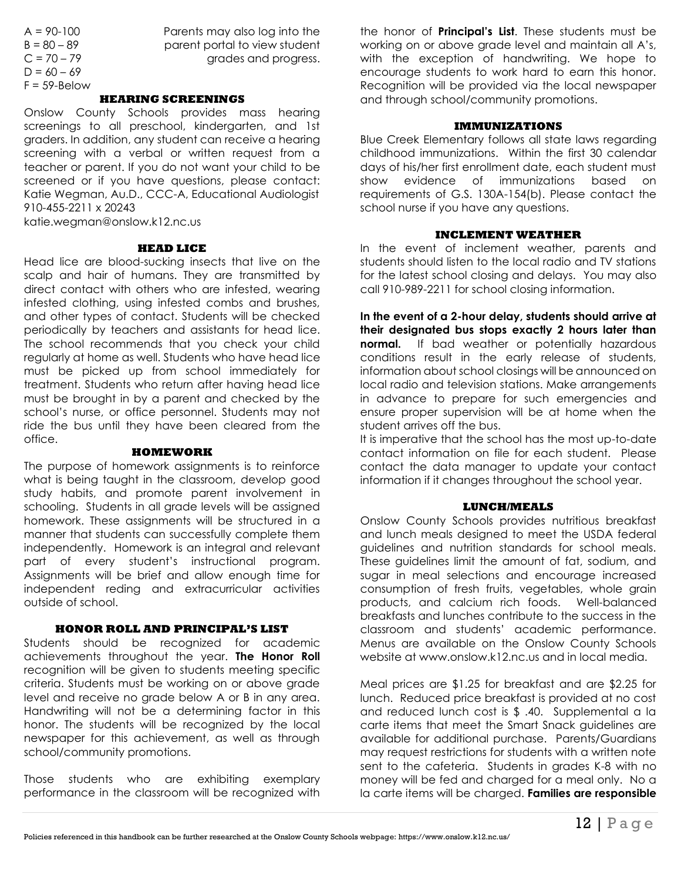A = 90-100
B = 80 – 89
C = 70 – 79
D = 60 – 69
F = 59-Below

Parents may also log into the parent portal to view student grades and progress.

### HEARING SCREENINGS

Onslow County Schools provides mass hearing screenings to all preschool, kindergarten, and 1st graders. In addition, any student can receive a hearing screening with a verbal or written request from a teacher or parent. If you do not want your child to be screened or if you have questions, please contact: Katie Wegman, Au.D., CCC-A, Educational Audiologist 910-455-2211 x 20243
katie.wegman@onslow.k12.nc.us

### HEAD LICE

Head lice are blood-sucking insects that live on the scalp and hair of humans. They are transmitted by direct contact with others who are infested, wearing infested clothing, using infested combs and brushes, and other types of contact. Students will be checked periodically by teachers and assistants for head lice. The school recommends that you check your child regularly at home as well. Students who have head lice must be picked up from school immediately for treatment. Students who return after having head lice must be brought in by a parent and checked by the school's nurse, or office personnel. Students may not ride the bus until they have been cleared from the office.

### HOMEWORK

The purpose of homework assignments is to reinforce what is being taught in the classroom, develop good study habits, and promote parent involvement in schooling. Students in all grade levels will be assigned homework. These assignments will be structured in a manner that students can successfully complete them independently. Homework is an integral and relevant part of every student's instructional program. Assignments will be brief and allow enough time for independent reding and extracurricular activities outside of school.

### HONOR ROLL AND PRINCIPAL'S LIST

Students should be recognized for academic achievements throughout the year. **The Honor Roll** recognition will be given to students meeting specific criteria. Students must be working on or above grade level and receive no grade below A or B in any area. Handwriting will not be a determining factor in this honor. The students will be recognized by the local newspaper for this achievement, as well as through school/community promotions.

Those students who are exhibiting exemplary performance in the classroom will be recognized with the honor of **Principal's List**. These students must be working on or above grade level and maintain all A's, with the exception of handwriting. We hope to encourage students to work hard to earn this honor. Recognition will be provided via the local newspaper and through school/community promotions.

### IMMUNIZATIONS

Blue Creek Elementary follows all state laws regarding childhood immunizations. Within the first 30 calendar days of his/her first enrollment date, each student must show evidence of immunizations based on requirements of G.S. 130A-154(b). Please contact the school nurse if you have any questions.

### INCLEMENT WEATHER

In the event of inclement weather, parents and students should listen to the local radio and TV stations for the latest school closing and delays. You may also call 910-989-2211 for school closing information.

**In the event of a 2-hour delay, students should arrive at their designated bus stops exactly 2 hours later than normal.** If bad weather or potentially hazardous conditions result in the early release of students, information about school closings will be announced on local radio and television stations. Make arrangements in advance to prepare for such emergencies and ensure proper supervision will be at home when the student arrives off the bus.

It is imperative that the school has the most up-to-date contact information on file for each student. Please contact the data manager to update your contact information if it changes throughout the school year.

### LUNCH/MEALS

Onslow County Schools provides nutritious breakfast and lunch meals designed to meet the USDA federal guidelines and nutrition standards for school meals. These guidelines limit the amount of fat, sodium, and sugar in meal selections and encourage increased consumption of fresh fruits, vegetables, whole grain products, and calcium rich foods. Well-balanced breakfasts and lunches contribute to the success in the classroom and students' academic performance. Menus are available on the Onslow County Schools website at www.onslow.k12.nc.us and in local media.

Meal prices are $1.25 for breakfast and are $2.25 for lunch. Reduced price breakfast is provided at no cost and reduced lunch cost is $ .40. Supplemental a la carte items that meet the Smart Snack guidelines are available for additional purchase. Parents/Guardians may request restrictions for students with a written note sent to the cafeteria. Students in grades K-8 with no money will be fed and charged for a meal only. No a la carte items will be charged. **Families are responsible**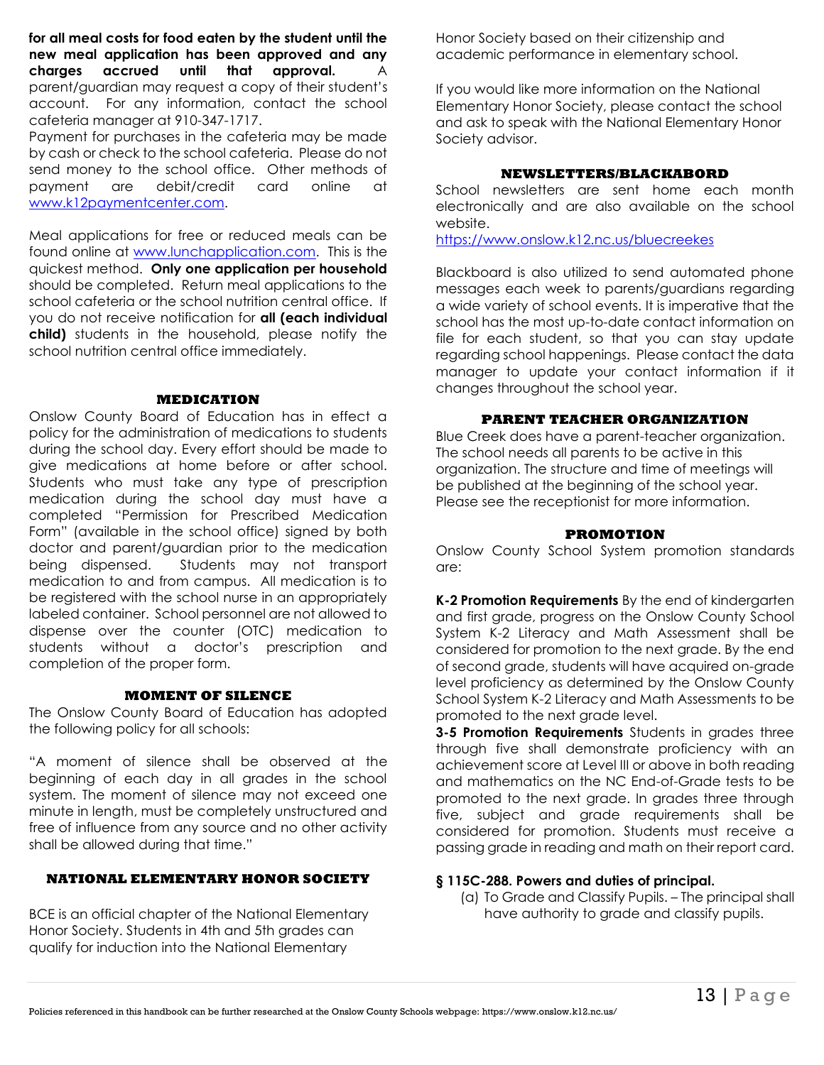**for all meal costs for food eaten by the student until the new meal application has been approved and any charges accrued until that approval.** A parent/guardian may request a copy of their student's account. For any information, contact the school cafeteria manager at 910-347-1717.

Payment for purchases in the cafeteria may be made by cash or check to the school cafeteria. Please do not send money to the school office. Other methods of payment are debit/credit card online at [www.k12paymentcenter.com](www.k12paymentcenter.com).

Meal applications for free or reduced meals can be found online at [www.lunchapplication.com](www.lunchapplication.com). This is the quickest method. **Only one application per household** should be completed. Return meal applications to the school cafeteria or the school nutrition central office. If you do not receive notification for **all (each individual child)** students in the household, please notify the school nutrition central office immediately.

### MEDICATION

Onslow County Board of Education has in effect a policy for the administration of medications to students during the school day. Every effort should be made to give medications at home before or after school. Students who must take any type of prescription medication during the school day must have a completed "Permission for Prescribed Medication Form" (available in the school office) signed by both doctor and parent/guardian prior to the medication being dispensed. Students may not transport medication to and from campus. All medication is to be registered with the school nurse in an appropriately labeled container. School personnel are not allowed to dispense over the counter (OTC) medication to students without a doctor's prescription and completion of the proper form.

### MOMENT OF SILENCE

The Onslow County Board of Education has adopted the following policy for all schools:

"A moment of silence shall be observed at the beginning of each day in all grades in the school system. The moment of silence may not exceed one minute in length, must be completely unstructured and free of influence from any source and no other activity shall be allowed during that time."

### NATIONAL ELEMENTARY HONOR SOCIETY

BCE is an official chapter of the National Elementary Honor Society. Students in 4th and 5th grades can qualify for induction into the National Elementary Honor Society based on their citizenship and academic performance in elementary school.

If you would like more information on the National Elementary Honor Society, please contact the school and ask to speak with the National Elementary Honor Society advisor.

### NEWSLETTERS/BLACKABORD

School newsletters are sent home each month electronically and are also available on the school website.
[https://www.onslow.k12.nc.us/bluecreekes](https://www.onslow.k12.nc.us/bluecreekes)

Blackboard is also utilized to send automated phone messages each week to parents/guardians regarding a wide variety of school events. It is imperative that the school has the most up-to-date contact information on file for each student, so that you can stay update regarding school happenings. Please contact the data manager to update your contact information if it changes throughout the school year.

### PARENT TEACHER ORGANIZATION

Blue Creek does have a parent-teacher organization. The school needs all parents to be active in this organization. The structure and time of meetings will be published at the beginning of the school year. Please see the receptionist for more information.

### PROMOTION

Onslow County School System promotion standards are:

**K-2 Promotion Requirements** By the end of kindergarten and first grade, progress on the Onslow County School System K-2 Literacy and Math Assessment shall be considered for promotion to the next grade. By the end of second grade, students will have acquired on-grade level proficiency as determined by the Onslow County School System K-2 Literacy and Math Assessments to be promoted to the next grade level.

**3-5 Promotion Requirements** Students in grades three through five shall demonstrate proficiency with an achievement score at Level III or above in both reading and mathematics on the NC End-of-Grade tests to be promoted to the next grade. In grades three through five, subject and grade requirements shall be considered for promotion. Students must receive a passing grade in reading and math on their report card.

**§ 115C-288. Powers and duties of principal.**

(a) To Grade and Classify Pupils. – The principal shall have authority to grade and classify pupils.

Policies referenced in this handbook can be further researched at the Onslow County Schools webpage: https://www.onslow.k12.nc.us/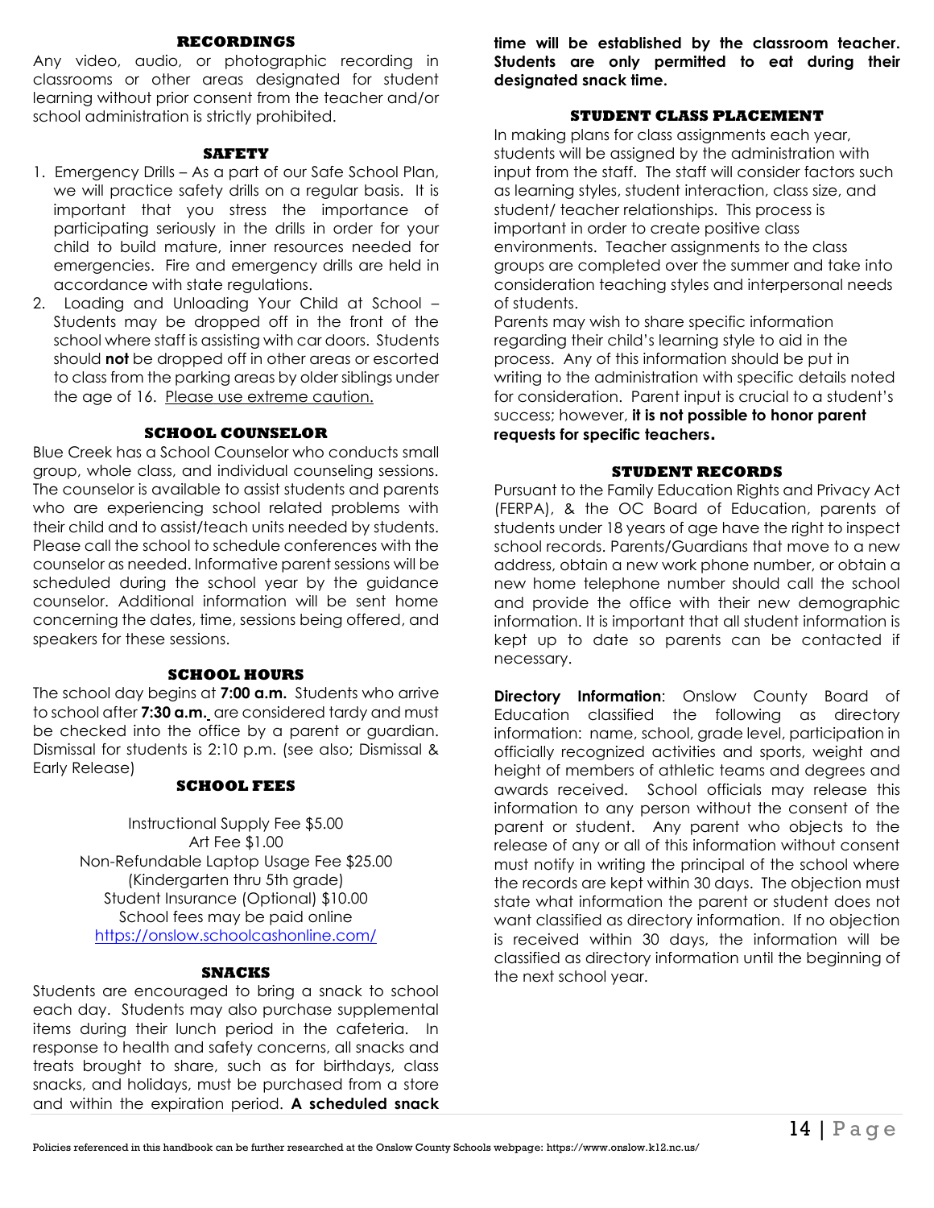## RECORDINGS

Any video, audio, or photographic recording in classrooms or other areas designated for student learning without prior consent from the teacher and/or school administration is strictly prohibited.

## SAFETY

1. Emergency Drills – As a part of our Safe School Plan, we will practice safety drills on a regular basis. It is important that you stress the importance of participating seriously in the drills in order for your child to build mature, inner resources needed for emergencies. Fire and emergency drills are held in accordance with state regulations.
2. Loading and Unloading Your Child at School – Students may be dropped off in the front of the school where staff is assisting with car doors. Students should **not** be dropped off in other areas or escorted to class from the parking areas by older siblings under the age of 16. Please use extreme caution.

## SCHOOL COUNSELOR

Blue Creek has a School Counselor who conducts small group, whole class, and individual counseling sessions. The counselor is available to assist students and parents who are experiencing school related problems with their child and to assist/teach units needed by students. Please call the school to schedule conferences with the counselor as needed. Informative parent sessions will be scheduled during the school year by the guidance counselor. Additional information will be sent home concerning the dates, time, sessions being offered, and speakers for these sessions.

## SCHOOL HOURS

The school day begins at **7:00 a.m.** Students who arrive to school after **7:30 a.m.** are considered tardy and must be checked into the office by a parent or guardian. Dismissal for students is 2:10 p.m. (see also; Dismissal & Early Release)

## SCHOOL FEES

Instructional Supply Fee $5.00
Art Fee $1.00
Non-Refundable Laptop Usage Fee $25.00
(Kindergarten thru 5th grade)
Student Insurance (Optional) $10.00
School fees may be paid online
https://onslow.schoolcashonline.com/

## SNACKS

Students are encouraged to bring a snack to school each day. Students may also purchase supplemental items during their lunch period in the cafeteria. In response to health and safety concerns, all snacks and treats brought to share, such as for birthdays, class snacks, and holidays, must be purchased from a store and within the expiration period. **A scheduled snack time will be established by the classroom teacher. Students are only permitted to eat during their designated snack time.**

## STUDENT CLASS PLACEMENT

In making plans for class assignments each year, students will be assigned by the administration with input from the staff. The staff will consider factors such as learning styles, student interaction, class size, and student/ teacher relationships. This process is important in order to create positive class environments. Teacher assignments to the class groups are completed over the summer and take into consideration teaching styles and interpersonal needs of students.

Parents may wish to share specific information regarding their child's learning style to aid in the process. Any of this information should be put in writing to the administration with specific details noted for consideration. Parent input is crucial to a student's success; however, **it is not possible to honor parent requests for specific teachers.**

## STUDENT RECORDS

Pursuant to the Family Education Rights and Privacy Act (FERPA), & the OC Board of Education, parents of students under 18 years of age have the right to inspect school records. Parents/Guardians that move to a new address, obtain a new work phone number, or obtain a new home telephone number should call the school and provide the office with their new demographic information. It is important that all student information is kept up to date so parents can be contacted if necessary.

**Directory Information**: Onslow County Board of Education classified the following as directory information: name, school, grade level, participation in officially recognized activities and sports, weight and height of members of athletic teams and degrees and awards received. School officials may release this information to any person without the consent of the parent or student. Any parent who objects to the release of any or all of this information without consent must notify in writing the principal of the school where the records are kept within 30 days. The objection must state what information the parent or student does not want classified as directory information. If no objection is received within 30 days, the information will be classified as directory information until the beginning of the next school year.

Policies referenced in this handbook can be further researched at the Onslow County Schools webpage: https://www.onslow.k12.nc.us/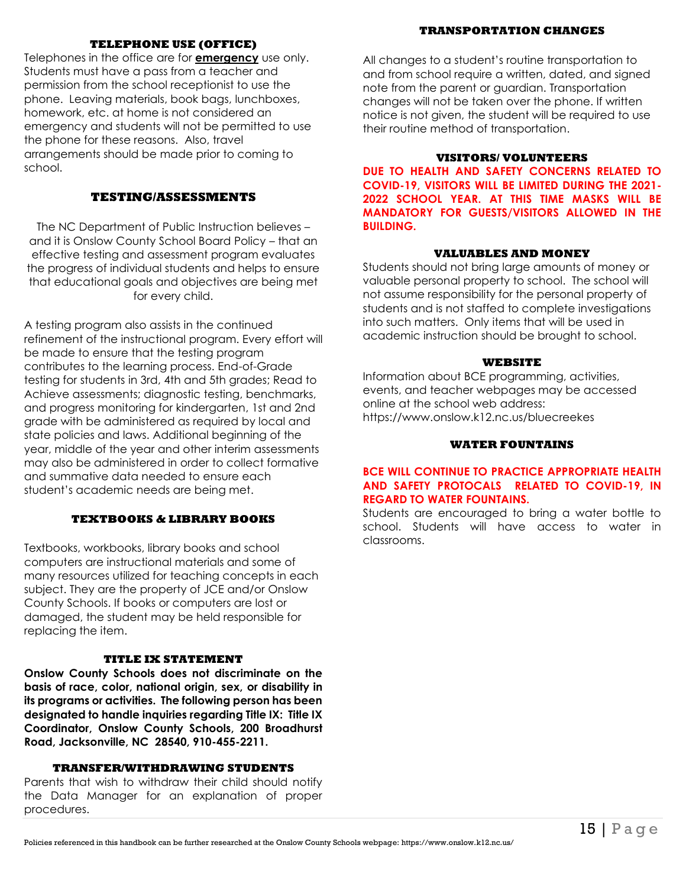## TELEPHONE USE (OFFICE)

Telephones in the office are for **emergency** use only. Students must have a pass from a teacher and permission from the school receptionist to use the phone. Leaving materials, book bags, lunchboxes, homework, etc. at home is not considered an emergency and students will not be permitted to use the phone for these reasons. Also, travel arrangements should be made prior to coming to school.

## TESTING/ASSESSMENTS

The NC Department of Public Instruction believes – and it is Onslow County School Board Policy – that an effective testing and assessment program evaluates the progress of individual students and helps to ensure that educational goals and objectives are being met for every child.

A testing program also assists in the continued refinement of the instructional program. Every effort will be made to ensure that the testing program contributes to the learning process. End-of-Grade testing for students in 3rd, 4th and 5th grades; Read to Achieve assessments; diagnostic testing, benchmarks, and progress monitoring for kindergarten, 1st and 2nd grade with be administered as required by local and state policies and laws. Additional beginning of the year, middle of the year and other interim assessments may also be administered in order to collect formative and summative data needed to ensure each student's academic needs are being met.

## TEXTBOOKS & LIBRARY BOOKS

Textbooks, workbooks, library books and school computers are instructional materials and some of many resources utilized for teaching concepts in each subject. They are the property of JCE and/or Onslow County Schools. If books or computers are lost or damaged, the student may be held responsible for replacing the item.

## TITLE IX STATEMENT

**Onslow County Schools does not discriminate on the basis of race, color, national origin, sex, or disability in its programs or activities. The following person has been designated to handle inquiries regarding Title IX: Title IX Coordinator, Onslow County Schools, 200 Broadhurst Road, Jacksonville, NC 28540, 910-455-2211.**

## TRANSFER/WITHDRAWING STUDENTS

Parents that wish to withdraw their child should notify the Data Manager for an explanation of proper procedures.

## TRANSPORTATION CHANGES

All changes to a student's routine transportation to and from school require a written, dated, and signed note from the parent or guardian. Transportation changes will not be taken over the phone. If written notice is not given, the student will be required to use their routine method of transportation.

## VISITORS/ VOLUNTEERS

**DUE TO HEALTH AND SAFETY CONCERNS RELATED TO COVID-19, VISITORS WILL BE LIMITED DURING THE 2021-2022 SCHOOL YEAR. AT THIS TIME MASKS WILL BE MANDATORY FOR GUESTS/VISITORS ALLOWED IN THE BUILDING.**

## VALUABLES AND MONEY

Students should not bring large amounts of money or valuable personal property to school. The school will not assume responsibility for the personal property of students and is not staffed to complete investigations into such matters. Only items that will be used in academic instruction should be brought to school.

## WEBSITE

Information about BCE programming, activities, events, and teacher webpages may be accessed online at the school web address: https://www.onslow.k12.nc.us/bluecreekes

## WATER FOUNTAINS

**BCE WILL CONTINUE TO PRACTICE APPROPRIATE HEALTH AND SAFETY PROTOCALS RELATED TO COVID-19, IN REGARD TO WATER FOUNTAINS.**

Students are encouraged to bring a water bottle to school. Students will have access to water in classrooms.